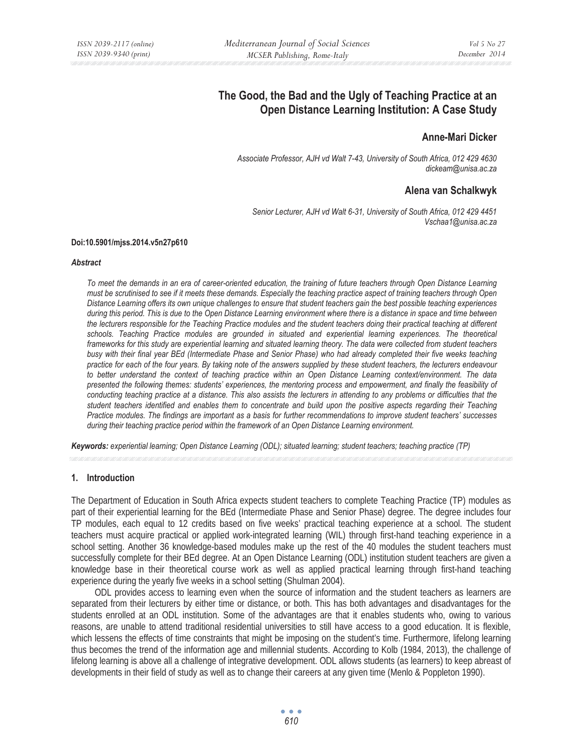# The Good, the Bad and the Ugly of Teaching Practice at an Open Distance Learning Institution: A Case Study

## Anne-Mari Dicker

*Associate Professor, AJH vd Walt 7-43, University of South Africa, 012 429 4630*
*dickeam@unisa.ac.za*

## Alena van Schalkwyk

*Senior Lecturer, AJH vd Walt 6-31, University of South Africa, 012 429 4451*
*Vschaa1@unisa.ac.za*

**Doi:10.5901/mjss.2014.v5n27p610**

### *Abstract*

*To meet the demands in an era of career-oriented education, the training of future teachers through Open Distance Learning must be scrutinised to see if it meets these demands. Especially the teaching practice aspect of training teachers through Open Distance Learning offers its own unique challenges to ensure that student teachers gain the best possible teaching experiences during this period. This is due to the Open Distance Learning environment where there is a distance in space and time between the lecturers responsible for the Teaching Practice modules and the student teachers doing their practical teaching at different schools. Teaching Practice modules are grounded in situated and experiential learning experiences. The theoretical frameworks for this study are experiential learning and situated learning theory. The data were collected from student teachers busy with their final year BEd (Intermediate Phase and Senior Phase) who had already completed their five weeks teaching practice for each of the four years. By taking note of the answers supplied by these student teachers, the lecturers endeavour to better understand the context of teaching practice within an Open Distance Learning context/environment. The data presented the following themes: students' experiences, the mentoring process and empowerment, and finally the feasibility of conducting teaching practice at a distance. This also assists the lecturers in attending to any problems or difficulties that the student teachers identified and enables them to concentrate and build upon the positive aspects regarding their Teaching Practice modules. The findings are important as a basis for further recommendations to improve student teachers' successes during their teaching practice period within the framework of an Open Distance Learning environment.*

***Keywords:*** *experiential learning; Open Distance Learning (ODL); situated learning; student teachers; teaching practice (TP)*

## 1. Introduction

The Department of Education in South Africa expects student teachers to complete Teaching Practice (TP) modules as part of their experiential learning for the BEd (Intermediate Phase and Senior Phase) degree. The degree includes four TP modules, each equal to 12 credits based on five weeks' practical teaching experience at a school. The student teachers must acquire practical or applied work-integrated learning (WIL) through first-hand teaching experience in a school setting. Another 36 knowledge-based modules make up the rest of the 40 modules the student teachers must successfully complete for their BEd degree. At an Open Distance Learning (ODL) institution student teachers are given a knowledge base in their theoretical course work as well as applied practical learning through first-hand teaching experience during the yearly five weeks in a school setting (Shulman 2004).

ODL provides access to learning even when the source of information and the student teachers as learners are separated from their lecturers by either time or distance, or both. This has both advantages and disadvantages for the students enrolled at an ODL institution. Some of the advantages are that it enables students who, owing to various reasons, are unable to attend traditional residential universities to still have access to a good education. It is flexible, which lessens the effects of time constraints that might be imposing on the student's time. Furthermore, lifelong learning thus becomes the trend of the information age and millennial students. According to Kolb (1984, 2013), the challenge of lifelong learning is above all a challenge of integrative development. ODL allows students (as learners) to keep abreast of developments in their field of study as well as to change their careers at any given time (Menlo & Poppleton 1990).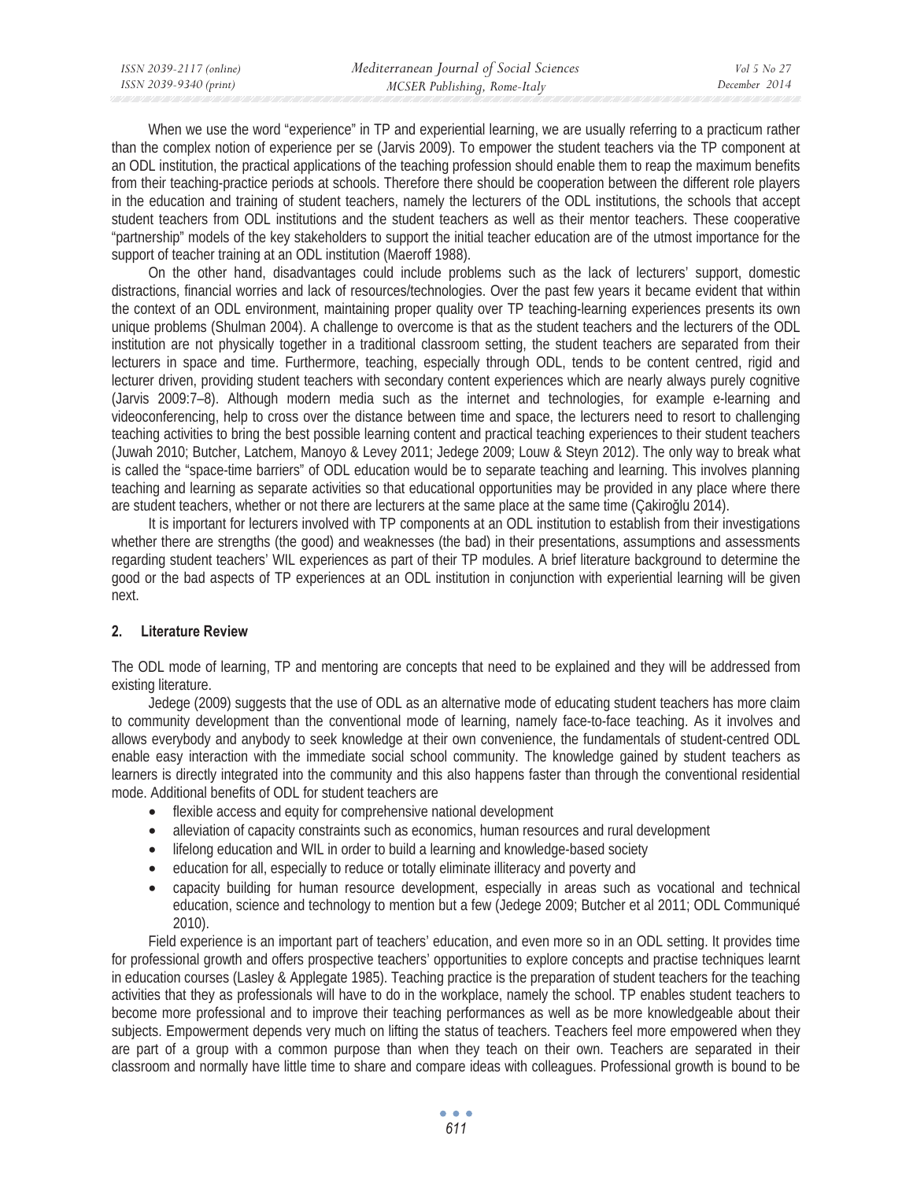When we use the word "experience" in TP and experiential learning, we are usually referring to a practicum rather than the complex notion of experience per se (Jarvis 2009). To empower the student teachers via the TP component at an ODL institution, the practical applications of the teaching profession should enable them to reap the maximum benefits from their teaching-practice periods at schools. Therefore there should be cooperation between the different role players in the education and training of student teachers, namely the lecturers of the ODL institutions, the schools that accept student teachers from ODL institutions and the student teachers as well as their mentor teachers. These cooperative "partnership" models of the key stakeholders to support the initial teacher education are of the utmost importance for the support of teacher training at an ODL institution (Maeroff 1988).

On the other hand, disadvantages could include problems such as the lack of lecturers' support, domestic distractions, financial worries and lack of resources/technologies. Over the past few years it became evident that within the context of an ODL environment, maintaining proper quality over TP teaching-learning experiences presents its own unique problems (Shulman 2004). A challenge to overcome is that as the student teachers and the lecturers of the ODL institution are not physically together in a traditional classroom setting, the student teachers are separated from their lecturers in space and time. Furthermore, teaching, especially through ODL, tends to be content centred, rigid and lecturer driven, providing student teachers with secondary content experiences which are nearly always purely cognitive (Jarvis 2009:7–8). Although modern media such as the internet and technologies, for example e-learning and videoconferencing, help to cross over the distance between time and space, the lecturers need to resort to challenging teaching activities to bring the best possible learning content and practical teaching experiences to their student teachers (Juwah 2010; Butcher, Latchem, Manoyo & Levey 2011; Jedege 2009; Louw & Steyn 2012). The only way to break what is called the "space-time barriers" of ODL education would be to separate teaching and learning. This involves planning teaching and learning as separate activities so that educational opportunities may be provided in any place where there are student teachers, whether or not there are lecturers at the same place at the same time (Çakiroğlu 2014).

It is important for lecturers involved with TP components at an ODL institution to establish from their investigations whether there are strengths (the good) and weaknesses (the bad) in their presentations, assumptions and assessments regarding student teachers' WIL experiences as part of their TP modules. A brief literature background to determine the good or the bad aspects of TP experiences at an ODL institution in conjunction with experiential learning will be given next.

## 2. Literature Review

The ODL mode of learning, TP and mentoring are concepts that need to be explained and they will be addressed from existing literature.

Jedege (2009) suggests that the use of ODL as an alternative mode of educating student teachers has more claim to community development than the conventional mode of learning, namely face-to-face teaching. As it involves and allows everybody and anybody to seek knowledge at their own convenience, the fundamentals of student-centred ODL enable easy interaction with the immediate social school community. The knowledge gained by student teachers as learners is directly integrated into the community and this also happens faster than through the conventional residential mode. Additional benefits of ODL for student teachers are

- flexible access and equity for comprehensive national development
- alleviation of capacity constraints such as economics, human resources and rural development
- lifelong education and WIL in order to build a learning and knowledge-based society
- education for all, especially to reduce or totally eliminate illiteracy and poverty and
- capacity building for human resource development, especially in areas such as vocational and technical education, science and technology to mention but a few (Jedege 2009; Butcher et al 2011; ODL Communiqué 2010).

Field experience is an important part of teachers' education, and even more so in an ODL setting. It provides time for professional growth and offers prospective teachers' opportunities to explore concepts and practise techniques learnt in education courses (Lasley & Applegate 1985). Teaching practice is the preparation of student teachers for the teaching activities that they as professionals will have to do in the workplace, namely the school. TP enables student teachers to become more professional and to improve their teaching performances as well as be more knowledgeable about their subjects. Empowerment depends very much on lifting the status of teachers. Teachers feel more empowered when they are part of a group with a common purpose than when they teach on their own. Teachers are separated in their classroom and normally have little time to share and compare ideas with colleagues. Professional growth is bound to be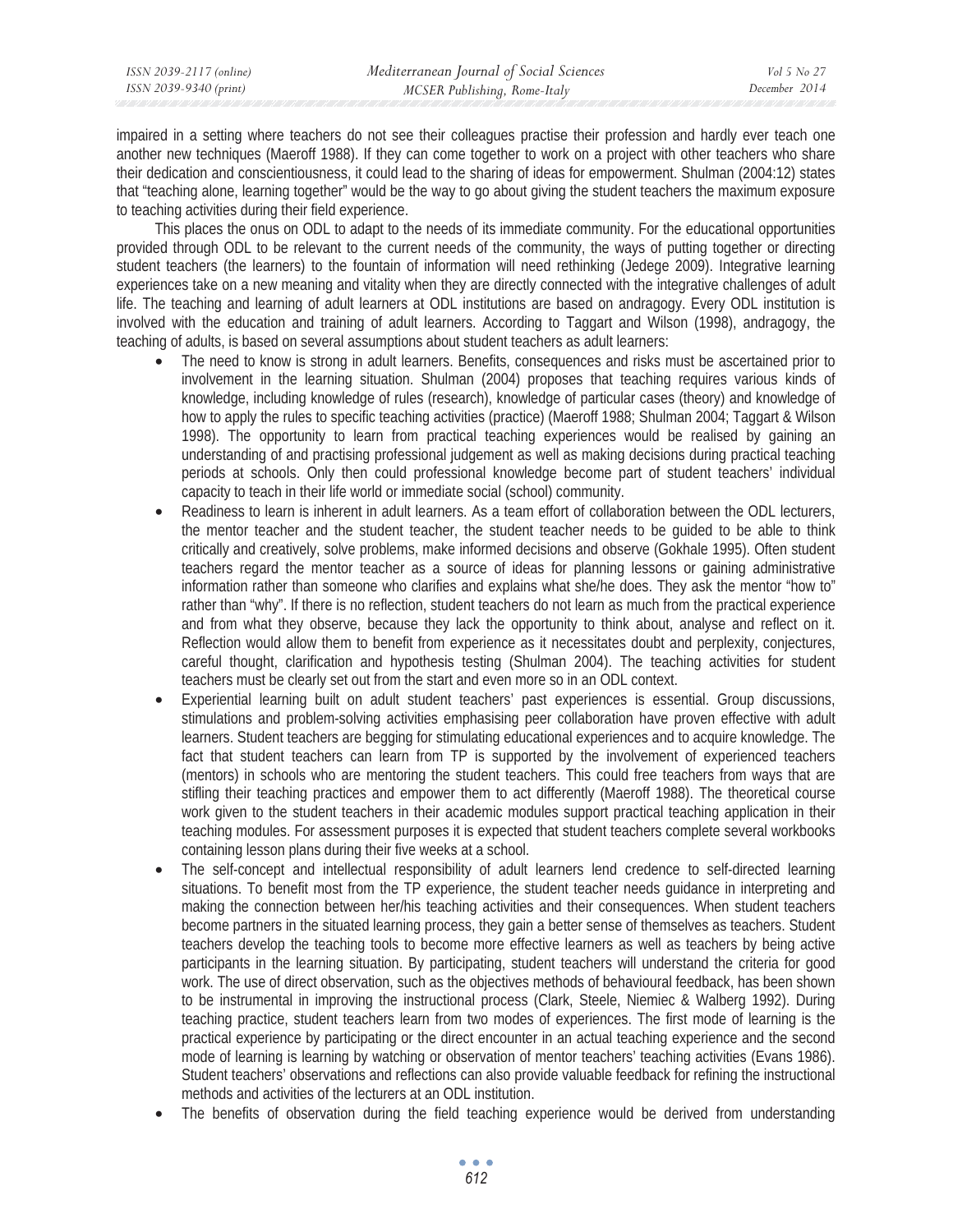impaired in a setting where teachers do not see their colleagues practise their profession and hardly ever teach one another new techniques (Maeroff 1988). If they can come together to work on a project with other teachers who share their dedication and conscientiousness, it could lead to the sharing of ideas for empowerment. Shulman (2004:12) states that "teaching alone, learning together" would be the way to go about giving the student teachers the maximum exposure to teaching activities during their field experience.

This places the onus on ODL to adapt to the needs of its immediate community. For the educational opportunities provided through ODL to be relevant to the current needs of the community, the ways of putting together or directing student teachers (the learners) to the fountain of information will need rethinking (Jedege 2009). Integrative learning experiences take on a new meaning and vitality when they are directly connected with the integrative challenges of adult life. The teaching and learning of adult learners at ODL institutions are based on andragogy. Every ODL institution is involved with the education and training of adult learners. According to Taggart and Wilson (1998), andragogy, the teaching of adults, is based on several assumptions about student teachers as adult learners:

- The need to know is strong in adult learners. Benefits, consequences and risks must be ascertained prior to involvement in the learning situation. Shulman (2004) proposes that teaching requires various kinds of knowledge, including knowledge of rules (research), knowledge of particular cases (theory) and knowledge of how to apply the rules to specific teaching activities (practice) (Maeroff 1988; Shulman 2004; Taggart & Wilson 1998). The opportunity to learn from practical teaching experiences would be realised by gaining an understanding of and practising professional judgement as well as making decisions during practical teaching periods at schools. Only then could professional knowledge become part of student teachers' individual capacity to teach in their life world or immediate social (school) community.
- Readiness to learn is inherent in adult learners. As a team effort of collaboration between the ODL lecturers, the mentor teacher and the student teacher, the student teacher needs to be guided to be able to think critically and creatively, solve problems, make informed decisions and observe (Gokhale 1995). Often student teachers regard the mentor teacher as a source of ideas for planning lessons or gaining administrative information rather than someone who clarifies and explains what she/he does. They ask the mentor "how to" rather than "why". If there is no reflection, student teachers do not learn as much from the practical experience and from what they observe, because they lack the opportunity to think about, analyse and reflect on it. Reflection would allow them to benefit from experience as it necessitates doubt and perplexity, conjectures, careful thought, clarification and hypothesis testing (Shulman 2004). The teaching activities for student teachers must be clearly set out from the start and even more so in an ODL context.
- Experiential learning built on adult student teachers' past experiences is essential. Group discussions, stimulations and problem-solving activities emphasising peer collaboration have proven effective with adult learners. Student teachers are begging for stimulating educational experiences and to acquire knowledge. The fact that student teachers can learn from TP is supported by the involvement of experienced teachers (mentors) in schools who are mentoring the student teachers. This could free teachers from ways that are stifling their teaching practices and empower them to act differently (Maeroff 1988). The theoretical course work given to the student teachers in their academic modules support practical teaching application in their teaching modules. For assessment purposes it is expected that student teachers complete several workbooks containing lesson plans during their five weeks at a school.
- The self-concept and intellectual responsibility of adult learners lend credence to self-directed learning situations. To benefit most from the TP experience, the student teacher needs guidance in interpreting and making the connection between her/his teaching activities and their consequences. When student teachers become partners in the situated learning process, they gain a better sense of themselves as teachers. Student teachers develop the teaching tools to become more effective learners as well as teachers by being active participants in the learning situation. By participating, student teachers will understand the criteria for good work. The use of direct observation, such as the objectives methods of behavioural feedback, has been shown to be instrumental in improving the instructional process (Clark, Steele, Niemiec & Walberg 1992). During teaching practice, student teachers learn from two modes of experiences. The first mode of learning is the practical experience by participating or the direct encounter in an actual teaching experience and the second mode of learning is learning by watching or observation of mentor teachers' teaching activities (Evans 1986). Student teachers' observations and reflections can also provide valuable feedback for refining the instructional methods and activities of the lecturers at an ODL institution.
- The benefits of observation during the field teaching experience would be derived from understanding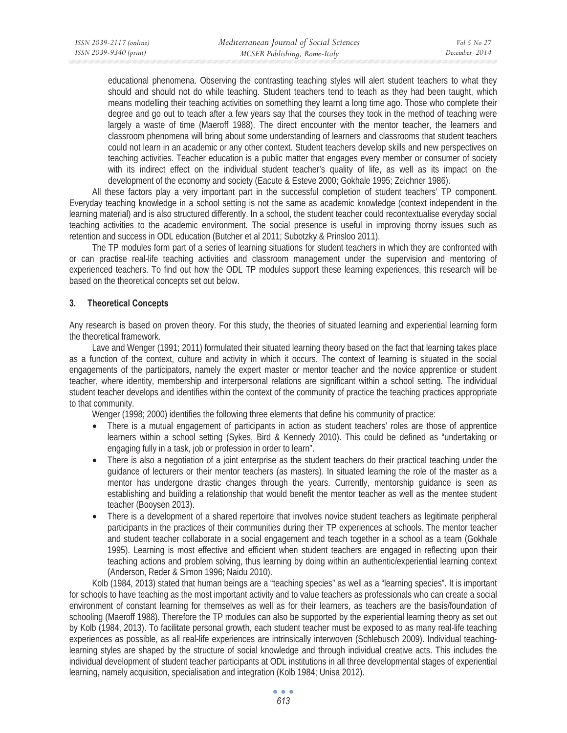educational phenomena. Observing the contrasting teaching styles will alert student teachers to what they should and should not do while teaching. Student teachers tend to teach as they had been taught, which means modelling their teaching activities on something they learnt a long time ago. Those who complete their degree and go out to teach after a few years say that the courses they took in the method of teaching were largely a waste of time (Maeroff 1988). The direct encounter with the mentor teacher, the learners and classroom phenomena will bring about some understanding of learners and classrooms that student teachers could not learn in an academic or any other context. Student teachers develop skills and new perspectives on teaching activities. Teacher education is a public matter that engages every member or consumer of society with its indirect effect on the individual student teacher's quality of life, as well as its impact on the development of the economy and society (Eacute & Esteve 2000; Gokhale 1995; Zeichner 1986).

All these factors play a very important part in the successful completion of student teachers' TP component. Everyday teaching knowledge in a school setting is not the same as academic knowledge (context independent in the learning material) and is also structured differently. In a school, the student teacher could recontextualise everyday social teaching activities to the academic environment. The social presence is useful in improving thorny issues such as retention and success in ODL education (Butcher et al 2011; Subotzky & Prinsloo 2011).

The TP modules form part of a series of learning situations for student teachers in which they are confronted with or can practise real-life teaching activities and classroom management under the supervision and mentoring of experienced teachers. To find out how the ODL TP modules support these learning experiences, this research will be based on the theoretical concepts set out below.

## 3. Theoretical Concepts

Any research is based on proven theory. For this study, the theories of situated learning and experiential learning form the theoretical framework.

Lave and Wenger (1991; 2011) formulated their situated learning theory based on the fact that learning takes place as a function of the context, culture and activity in which it occurs. The context of learning is situated in the social engagements of the participators, namely the expert master or mentor teacher and the novice apprentice or student teacher, where identity, membership and interpersonal relations are significant within a school setting. The individual student teacher develops and identifies within the context of the community of practice the teaching practices appropriate to that community.

Wenger (1998; 2000) identifies the following three elements that define his community of practice:

- There is a mutual engagement of participants in action as student teachers' roles are those of apprentice learners within a school setting (Sykes, Bird & Kennedy 2010). This could be defined as "undertaking or engaging fully in a task, job or profession in order to learn".
- There is also a negotiation of a joint enterprise as the student teachers do their practical teaching under the guidance of lecturers or their mentor teachers (as masters). In situated learning the role of the master as a mentor has undergone drastic changes through the years. Currently, mentorship guidance is seen as establishing and building a relationship that would benefit the mentor teacher as well as the mentee student teacher (Booysen 2013).
- There is a development of a shared repertoire that involves novice student teachers as legitimate peripheral participants in the practices of their communities during their TP experiences at schools. The mentor teacher and student teacher collaborate in a social engagement and teach together in a school as a team (Gokhale 1995). Learning is most effective and efficient when student teachers are engaged in reflecting upon their teaching actions and problem solving, thus learning by doing within an authentic/experiential learning context (Anderson, Reder & Simon 1996; Naidu 2010).

Kolb (1984, 2013) stated that human beings are a "teaching species" as well as a "learning species". It is important for schools to have teaching as the most important activity and to value teachers as professionals who can create a social environment of constant learning for themselves as well as for their learners, as teachers are the basis/foundation of schooling (Maeroff 1988). Therefore the TP modules can also be supported by the experiential learning theory as set out by Kolb (1984, 2013). To facilitate personal growth, each student teacher must be exposed to as many real-life teaching experiences as possible, as all real-life experiences are intrinsically interwoven (Schlebusch 2009). Individual teaching-learning styles are shaped by the structure of social knowledge and through individual creative acts. This includes the individual development of student teacher participants at ODL institutions in all three developmental stages of experiential learning, namely acquisition, specialisation and integration (Kolb 1984; Unisa 2012).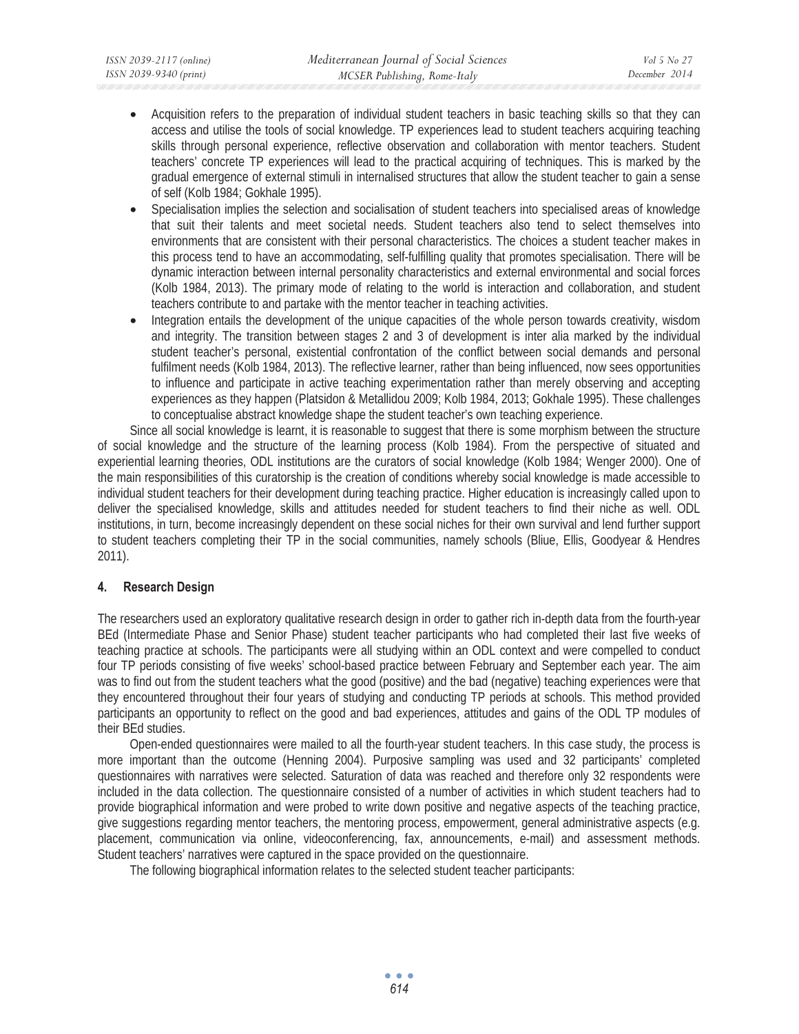- Acquisition refers to the preparation of individual student teachers in basic teaching skills so that they can access and utilise the tools of social knowledge. TP experiences lead to student teachers acquiring teaching skills through personal experience, reflective observation and collaboration with mentor teachers. Student teachers' concrete TP experiences will lead to the practical acquiring of techniques. This is marked by the gradual emergence of external stimuli in internalised structures that allow the student teacher to gain a sense of self (Kolb 1984; Gokhale 1995).
- Specialisation implies the selection and socialisation of student teachers into specialised areas of knowledge that suit their talents and meet societal needs. Student teachers also tend to select themselves into environments that are consistent with their personal characteristics. The choices a student teacher makes in this process tend to have an accommodating, self-fulfilling quality that promotes specialisation. There will be dynamic interaction between internal personality characteristics and external environmental and social forces (Kolb 1984, 2013). The primary mode of relating to the world is interaction and collaboration, and student teachers contribute to and partake with the mentor teacher in teaching activities.
- Integration entails the development of the unique capacities of the whole person towards creativity, wisdom and integrity. The transition between stages 2 and 3 of development is inter alia marked by the individual student teacher's personal, existential confrontation of the conflict between social demands and personal fulfilment needs (Kolb 1984, 2013). The reflective learner, rather than being influenced, now sees opportunities to influence and participate in active teaching experimentation rather than merely observing and accepting experiences as they happen (Platsidon & Metallidou 2009; Kolb 1984, 2013; Gokhale 1995). These challenges to conceptualise abstract knowledge shape the student teacher's own teaching experience.

Since all social knowledge is learnt, it is reasonable to suggest that there is some morphism between the structure of social knowledge and the structure of the learning process (Kolb 1984). From the perspective of situated and experiential learning theories, ODL institutions are the curators of social knowledge (Kolb 1984; Wenger 2000). One of the main responsibilities of this curatorship is the creation of conditions whereby social knowledge is made accessible to individual student teachers for their development during teaching practice. Higher education is increasingly called upon to deliver the specialised knowledge, skills and attitudes needed for student teachers to find their niche as well. ODL institutions, in turn, become increasingly dependent on these social niches for their own survival and lend further support to student teachers completing their TP in the social communities, namely schools (Bliue, Ellis, Goodyear & Hendres 2011).

## 4. Research Design

The researchers used an exploratory qualitative research design in order to gather rich in-depth data from the fourth-year BEd (Intermediate Phase and Senior Phase) student teacher participants who had completed their last five weeks of teaching practice at schools. The participants were all studying within an ODL context and were compelled to conduct four TP periods consisting of five weeks' school-based practice between February and September each year. The aim was to find out from the student teachers what the good (positive) and the bad (negative) teaching experiences were that they encountered throughout their four years of studying and conducting TP periods at schools. This method provided participants an opportunity to reflect on the good and bad experiences, attitudes and gains of the ODL TP modules of their BEd studies.

Open-ended questionnaires were mailed to all the fourth-year student teachers. In this case study, the process is more important than the outcome (Henning 2004). Purposive sampling was used and 32 participants' completed questionnaires with narratives were selected. Saturation of data was reached and therefore only 32 respondents were included in the data collection. The questionnaire consisted of a number of activities in which student teachers had to provide biographical information and were probed to write down positive and negative aspects of the teaching practice, give suggestions regarding mentor teachers, the mentoring process, empowerment, general administrative aspects (e.g. placement, communication via online, videoconferencing, fax, announcements, e-mail) and assessment methods. Student teachers' narratives were captured in the space provided on the questionnaire.

The following biographical information relates to the selected student teacher participants: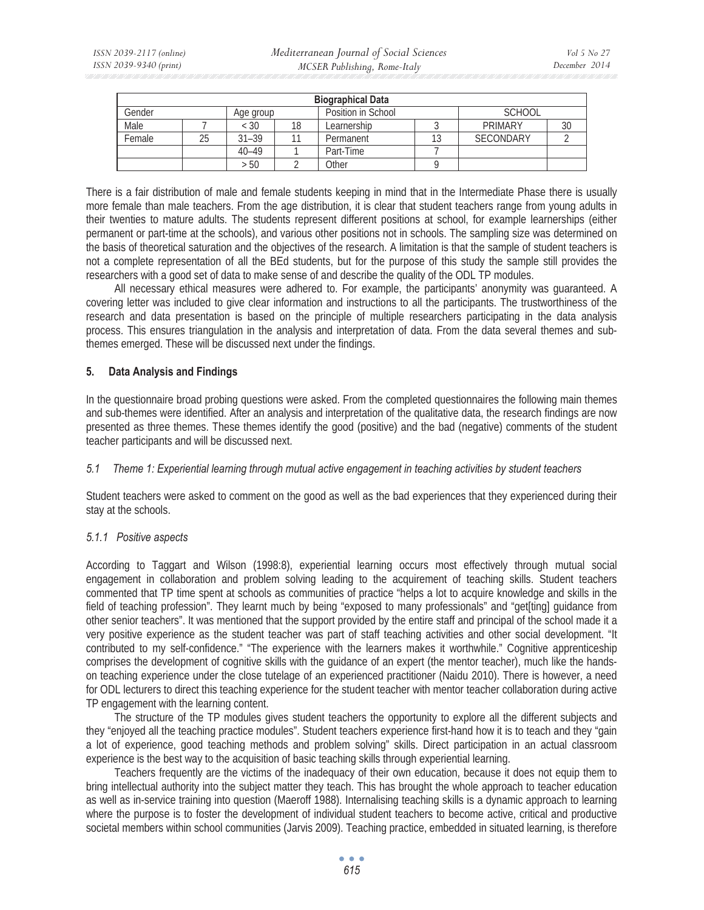| Biographical Data | | | | | | | |
|---|---|---|---|---|---|---|---|
| Gender | | Age group | | Position in School | | SCHOOL | |
| Male | 7 | < 30 | 18 | Learnership | 3 | PRIMARY | 30 |
| Female | 25 | 31–39 | 11 | Permanent | 13 | SECONDARY | 2 |
| | | 40–49 | 1 | Part-Time | 7 | | |
| | | > 50 | 2 | Other | 9 | | |

There is a fair distribution of male and female students keeping in mind that in the Intermediate Phase there is usually more female than male teachers. From the age distribution, it is clear that student teachers range from young adults in their twenties to mature adults. The students represent different positions at school, for example learnerships (either permanent or part-time at the schools), and various other positions not in schools. The sampling size was determined on the basis of theoretical saturation and the objectives of the research. A limitation is that the sample of student teachers is not a complete representation of all the BEd students, but for the purpose of this study the sample still provides the researchers with a good set of data to make sense of and describe the quality of the ODL TP modules.

All necessary ethical measures were adhered to. For example, the participants' anonymity was guaranteed. A covering letter was included to give clear information and instructions to all the participants. The trustworthiness of the research and data presentation is based on the principle of multiple researchers participating in the data analysis process. This ensures triangulation in the analysis and interpretation of data. From the data several themes and sub-themes emerged. These will be discussed next under the findings.

## 5. Data Analysis and Findings

In the questionnaire broad probing questions were asked. From the completed questionnaires the following main themes and sub-themes were identified. After an analysis and interpretation of the qualitative data, the research findings are now presented as three themes. These themes identify the good (positive) and the bad (negative) comments of the student teacher participants and will be discussed next.

### *5.1 Theme 1: Experiential learning through mutual active engagement in teaching activities by student teachers*

Student teachers were asked to comment on the good as well as the bad experiences that they experienced during their stay at the schools.

#### *5.1.1 Positive aspects*

According to Taggart and Wilson (1998:8), experiential learning occurs most effectively through mutual social engagement in collaboration and problem solving leading to the acquirement of teaching skills. Student teachers commented that TP time spent at schools as communities of practice "helps a lot to acquire knowledge and skills in the field of teaching profession". They learnt much by being "exposed to many professionals" and "get[ting] guidance from other senior teachers". It was mentioned that the support provided by the entire staff and principal of the school made it a very positive experience as the student teacher was part of staff teaching activities and other social development. "It contributed to my self-confidence." "The experience with the learners makes it worthwhile." Cognitive apprenticeship comprises the development of cognitive skills with the guidance of an expert (the mentor teacher), much like the hands-on teaching experience under the close tutelage of an experienced practitioner (Naidu 2010). There is however, a need for ODL lecturers to direct this teaching experience for the student teacher with mentor teacher collaboration during active TP engagement with the learning content.

The structure of the TP modules gives student teachers the opportunity to explore all the different subjects and they "enjoyed all the teaching practice modules". Student teachers experience first-hand how it is to teach and they "gain a lot of experience, good teaching methods and problem solving" skills. Direct participation in an actual classroom experience is the best way to the acquisition of basic teaching skills through experiential learning.

Teachers frequently are the victims of the inadequacy of their own education, because it does not equip them to bring intellectual authority into the subject matter they teach. This has brought the whole approach to teacher education as well as in-service training into question (Maeroff 1988). Internalising teaching skills is a dynamic approach to learning where the purpose is to foster the development of individual student teachers to become active, critical and productive societal members within school communities (Jarvis 2009). Teaching practice, embedded in situated learning, is therefore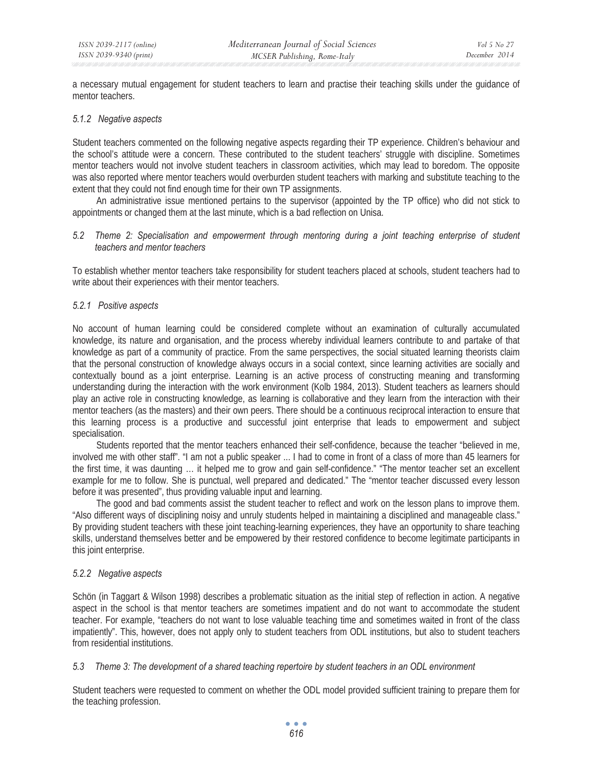a necessary mutual engagement for student teachers to learn and practise their teaching skills under the guidance of mentor teachers.

#### *5.1.2 Negative aspects*

Student teachers commented on the following negative aspects regarding their TP experience. Children's behaviour and the school's attitude were a concern. These contributed to the student teachers' struggle with discipline. Sometimes mentor teachers would not involve student teachers in classroom activities, which may lead to boredom. The opposite was also reported where mentor teachers would overburden student teachers with marking and substitute teaching to the extent that they could not find enough time for their own TP assignments.

An administrative issue mentioned pertains to the supervisor (appointed by the TP office) who did not stick to appointments or changed them at the last minute, which is a bad reflection on Unisa.

### *5.2 Theme 2: Specialisation and empowerment through mentoring during a joint teaching enterprise of student teachers and mentor teachers*

To establish whether mentor teachers take responsibility for student teachers placed at schools, student teachers had to write about their experiences with their mentor teachers.

#### *5.2.1 Positive aspects*

No account of human learning could be considered complete without an examination of culturally accumulated knowledge, its nature and organisation, and the process whereby individual learners contribute to and partake of that knowledge as part of a community of practice. From the same perspectives, the social situated learning theorists claim that the personal construction of knowledge always occurs in a social context, since learning activities are socially and contextually bound as a joint enterprise. Learning is an active process of constructing meaning and transforming understanding during the interaction with the work environment (Kolb 1984, 2013). Student teachers as learners should play an active role in constructing knowledge, as learning is collaborative and they learn from the interaction with their mentor teachers (as the masters) and their own peers. There should be a continuous reciprocal interaction to ensure that this learning process is a productive and successful joint enterprise that leads to empowerment and subject specialisation.

Students reported that the mentor teachers enhanced their self-confidence, because the teacher "believed in me, involved me with other staff". "I am not a public speaker ... I had to come in front of a class of more than 45 learners for the first time, it was daunting … it helped me to grow and gain self-confidence." "The mentor teacher set an excellent example for me to follow. She is punctual, well prepared and dedicated." The "mentor teacher discussed every lesson before it was presented", thus providing valuable input and learning.

The good and bad comments assist the student teacher to reflect and work on the lesson plans to improve them. "Also different ways of disciplining noisy and unruly students helped in maintaining a disciplined and manageable class." By providing student teachers with these joint teaching-learning experiences, they have an opportunity to share teaching skills, understand themselves better and be empowered by their restored confidence to become legitimate participants in this joint enterprise.

#### *5.2.2 Negative aspects*

Schön (in Taggart & Wilson 1998) describes a problematic situation as the initial step of reflection in action. A negative aspect in the school is that mentor teachers are sometimes impatient and do not want to accommodate the student teacher. For example, "teachers do not want to lose valuable teaching time and sometimes waited in front of the class impatiently". This, however, does not apply only to student teachers from ODL institutions, but also to student teachers from residential institutions.

### *5.3 Theme 3: The development of a shared teaching repertoire by student teachers in an ODL environment*

Student teachers were requested to comment on whether the ODL model provided sufficient training to prepare them for the teaching profession.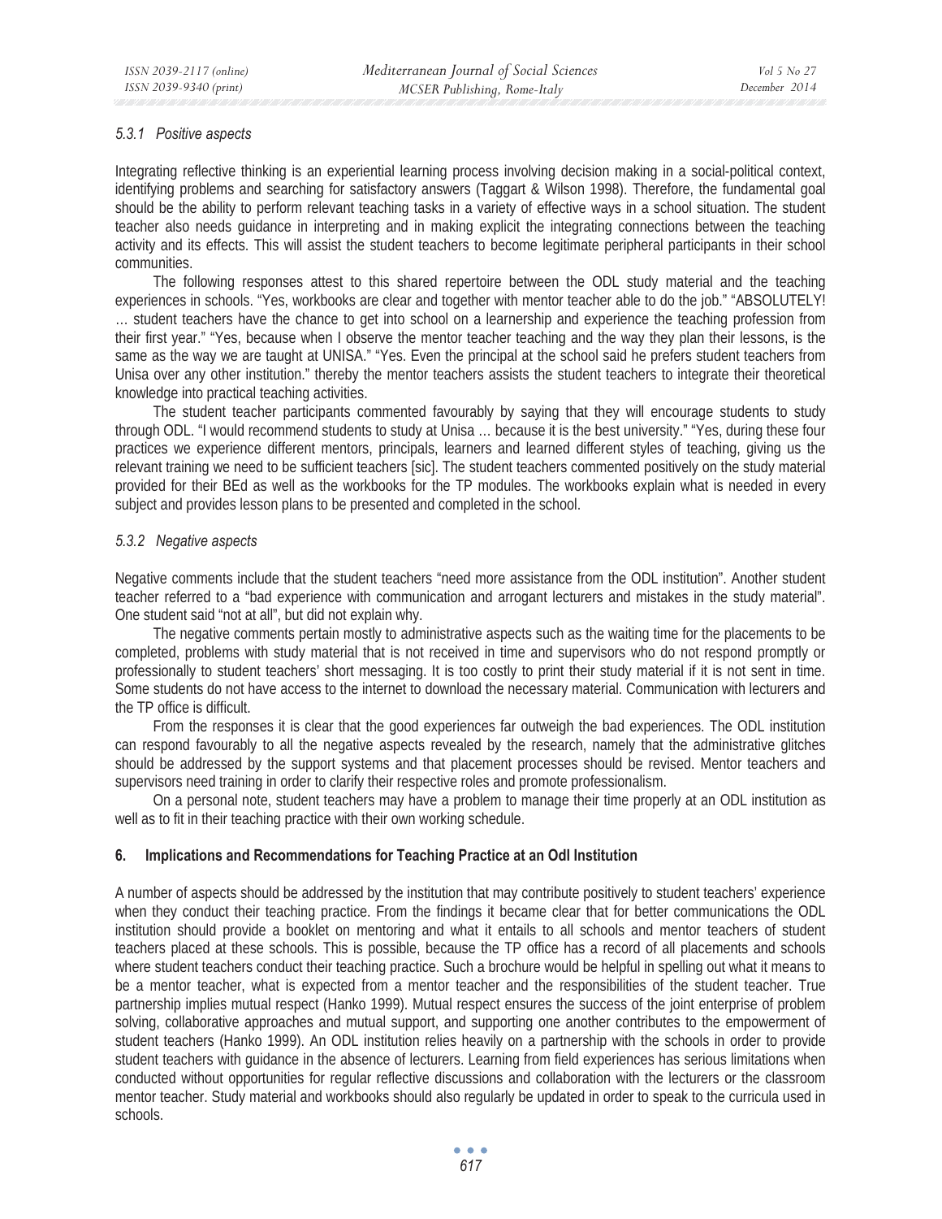### 5.3.1 Positive aspects

Integrating reflective thinking is an experiential learning process involving decision making in a social-political context, identifying problems and searching for satisfactory answers (Taggart & Wilson 1998). Therefore, the fundamental goal should be the ability to perform relevant teaching tasks in a variety of effective ways in a school situation. The student teacher also needs guidance in interpreting and in making explicit the integrating connections between the teaching activity and its effects. This will assist the student teachers to become legitimate peripheral participants in their school communities.

The following responses attest to this shared repertoire between the ODL study material and the teaching experiences in schools. "Yes, workbooks are clear and together with mentor teacher able to do the job." "ABSOLUTELY! … student teachers have the chance to get into school on a learnership and experience the teaching profession from their first year." "Yes, because when I observe the mentor teacher teaching and the way they plan their lessons, is the same as the way we are taught at UNISA." "Yes. Even the principal at the school said he prefers student teachers from Unisa over any other institution." thereby the mentor teachers assists the student teachers to integrate their theoretical knowledge into practical teaching activities.

The student teacher participants commented favourably by saying that they will encourage students to study through ODL. "I would recommend students to study at Unisa … because it is the best university." "Yes, during these four practices we experience different mentors, principals, learners and learned different styles of teaching, giving us the relevant training we need to be sufficient teachers [sic]. The student teachers commented positively on the study material provided for their BEd as well as the workbooks for the TP modules. The workbooks explain what is needed in every subject and provides lesson plans to be presented and completed in the school.

### 5.3.2 Negative aspects

Negative comments include that the student teachers "need more assistance from the ODL institution". Another student teacher referred to a "bad experience with communication and arrogant lecturers and mistakes in the study material". One student said "not at all", but did not explain why.

The negative comments pertain mostly to administrative aspects such as the waiting time for the placements to be completed, problems with study material that is not received in time and supervisors who do not respond promptly or professionally to student teachers' short messaging. It is too costly to print their study material if it is not sent in time. Some students do not have access to the internet to download the necessary material. Communication with lecturers and the TP office is difficult.

From the responses it is clear that the good experiences far outweigh the bad experiences. The ODL institution can respond favourably to all the negative aspects revealed by the research, namely that the administrative glitches should be addressed by the support systems and that placement processes should be revised. Mentor teachers and supervisors need training in order to clarify their respective roles and promote professionalism.

On a personal note, student teachers may have a problem to manage their time properly at an ODL institution as well as to fit in their teaching practice with their own working schedule.

## 6. Implications and Recommendations for Teaching Practice at an Odl Institution

A number of aspects should be addressed by the institution that may contribute positively to student teachers' experience when they conduct their teaching practice. From the findings it became clear that for better communications the ODL institution should provide a booklet on mentoring and what it entails to all schools and mentor teachers of student teachers placed at these schools. This is possible, because the TP office has a record of all placements and schools where student teachers conduct their teaching practice. Such a brochure would be helpful in spelling out what it means to be a mentor teacher, what is expected from a mentor teacher and the responsibilities of the student teacher. True partnership implies mutual respect (Hanko 1999). Mutual respect ensures the success of the joint enterprise of problem solving, collaborative approaches and mutual support, and supporting one another contributes to the empowerment of student teachers (Hanko 1999). An ODL institution relies heavily on a partnership with the schools in order to provide student teachers with guidance in the absence of lecturers. Learning from field experiences has serious limitations when conducted without opportunities for regular reflective discussions and collaboration with the lecturers or the classroom mentor teacher. Study material and workbooks should also regularly be updated in order to speak to the curricula used in schools.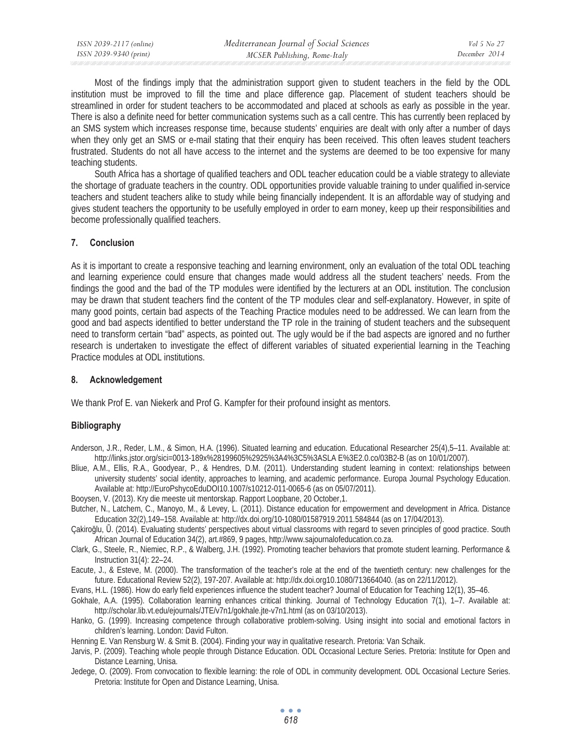Most of the findings imply that the administration support given to student teachers in the field by the ODL institution must be improved to fill the time and place difference gap. Placement of student teachers should be streamlined in order for student teachers to be accommodated and placed at schools as early as possible in the year. There is also a definite need for better communication systems such as a call centre. This has currently been replaced by an SMS system which increases response time, because students' enquiries are dealt with only after a number of days when they only get an SMS or e-mail stating that their enquiry has been received. This often leaves student teachers frustrated. Students do not all have access to the internet and the systems are deemed to be too expensive for many teaching students.

South Africa has a shortage of qualified teachers and ODL teacher education could be a viable strategy to alleviate the shortage of graduate teachers in the country. ODL opportunities provide valuable training to under qualified in-service teachers and student teachers alike to study while being financially independent. It is an affordable way of studying and gives student teachers the opportunity to be usefully employed in order to earn money, keep up their responsibilities and become professionally qualified teachers.

## 7. Conclusion

As it is important to create a responsive teaching and learning environment, only an evaluation of the total ODL teaching and learning experience could ensure that changes made would address all the student teachers' needs. From the findings the good and the bad of the TP modules were identified by the lecturers at an ODL institution. The conclusion may be drawn that student teachers find the content of the TP modules clear and self-explanatory. However, in spite of many good points, certain bad aspects of the Teaching Practice modules need to be addressed. We can learn from the good and bad aspects identified to better understand the TP role in the training of student teachers and the subsequent need to transform certain "bad" aspects, as pointed out. The ugly would be if the bad aspects are ignored and no further research is undertaken to investigate the effect of different variables of situated experiential learning in the Teaching Practice modules at ODL institutions.

## 8. Acknowledgement

We thank Prof E. van Niekerk and Prof G. Kampfer for their profound insight as mentors.

## Bibliography

Anderson, J.R., Reder, L.M., & Simon, H.A. (1996). Situated learning and education. Educational Researcher 25(4),5–11. Available at: http://links.jstor.org/sici=0013-189x%28199605%2925%3A4%3C5%3ASLA E%3E2.0.co/03B2-B (as on 10/01/2007).

Bliue, A.M., Ellis, R.A., Goodyear, P., & Hendres, D.M. (2011). Understanding student learning in context: relationships between university students' social identity, approaches to learning, and academic performance. Europa Journal Psychology Education. Available at: http://EuroPshycoEduDOI10.1007/s10212-011-0065-6 (as on 05/07/2011).

Booysen, V. (2013). Kry die meeste uit mentorskap. Rapport Loopbane, 20 October,1.

Butcher, N., Latchem, C., Manoyo, M., & Levey, L. (2011). Distance education for empowerment and development in Africa. Distance Education 32(2),149–158. Available at: http://dx.doi.org/10-1080/01587919.2011.584844 (as on 17/04/2013).

Çakiroğlu, Ü. (2014). Evaluating students' perspectives about virtual classrooms with regard to seven principles of good practice. South African Journal of Education 34(2), art.#869, 9 pages, http://www.sajournalofeducation.co.za.

Clark, G., Steele, R., Niemiec, R.P., & Walberg, J.H. (1992). Promoting teacher behaviors that promote student learning. Performance & Instruction 31(4): 22–24.

Eacute, J., & Esteve, M. (2000). The transformation of the teacher's role at the end of the twentieth century: new challenges for the future. Educational Review 52(2), 197-207. Available at: http://dx.doi.org10.1080/713664040. (as on 22/11/2012).

Evans, H.L. (1986). How do early field experiences influence the student teacher? Journal of Education for Teaching 12(1), 35–46.

Gokhale, A.A. (1995). Collaboration learning enhances critical thinking. Journal of Technology Education 7(1), 1–7. Available at: http://scholar.lib.vt.edu/ejournals/JTE/v7n1/gokhale.jte-v7n1.html (as on 03/10/2013).

Hanko, G. (1999). Increasing competence through collaborative problem-solving. Using insight into social and emotional factors in children's learning. London: David Fulton.

Henning E. Van Rensburg W. & Smit B. (2004). Finding your way in qualitative research. Pretoria: Van Schaik.

Jarvis, P. (2009). Teaching whole people through Distance Education. ODL Occasional Lecture Series. Pretoria: Institute for Open and Distance Learning, Unisa.

Jedege, O. (2009). From convocation to flexible learning: the role of ODL in community development. ODL Occasional Lecture Series. Pretoria: Institute for Open and Distance Learning, Unisa.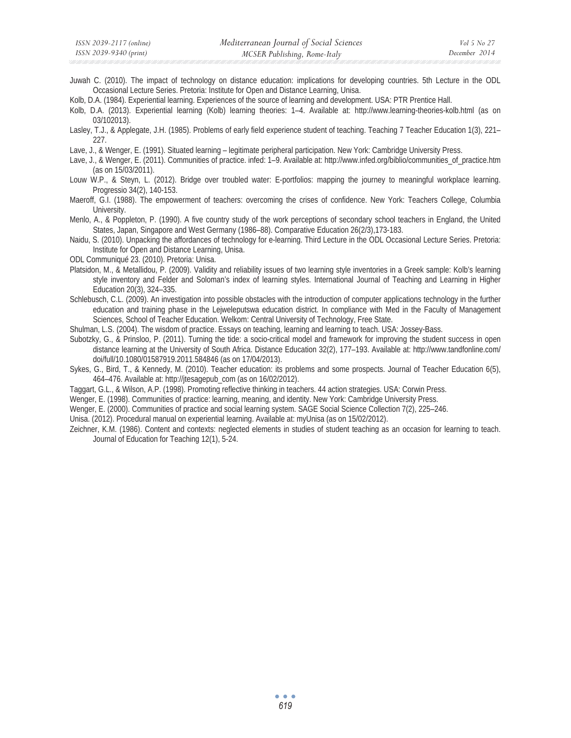Juwah C. (2010). The impact of technology on distance education: implications for developing countries. 5th Lecture in the ODL Occasional Lecture Series. Pretoria: Institute for Open and Distance Learning, Unisa.

Kolb, D.A. (1984). Experiential learning. Experiences of the source of learning and development. USA: PTR Prentice Hall.

Kolb, D.A. (2013). Experiential learning (Kolb) learning theories: 1–4. Available at: http://www.learning-theories-kolb.html (as on 03/102013).

Lasley, T.J., & Applegate, J.H. (1985). Problems of early field experience student of teaching. Teaching 7 Teacher Education 1(3), 221–227.

Lave, J., & Wenger, E. (1991). Situated learning – legitimate peripheral participation. New York: Cambridge University Press.

Lave, J., & Wenger, E. (2011). Communities of practice. infed: 1–9. Available at: http://www.infed.org/biblio/communities_of_practice.htm (as on 15/03/2011).

Louw W.P., & Steyn, L. (2012). Bridge over troubled water: E-portfolios: mapping the journey to meaningful workplace learning. Progressio 34(2), 140-153.

Maeroff, G.I. (1988). The empowerment of teachers: overcoming the crises of confidence. New York: Teachers College, Columbia University.

Menlo, A., & Poppleton, P. (1990). A five country study of the work perceptions of secondary school teachers in England, the United States, Japan, Singapore and West Germany (1986–88). Comparative Education 26(2/3),173-183.

Naidu, S. (2010). Unpacking the affordances of technology for e-learning. Third Lecture in the ODL Occasional Lecture Series. Pretoria: Institute for Open and Distance Learning, Unisa.

ODL Communiqué 23. (2010). Pretoria: Unisa.

Platsidon, M., & Metallidou, P. (2009). Validity and reliability issues of two learning style inventories in a Greek sample: Kolb's learning style inventory and Felder and Soloman's index of learning styles. International Journal of Teaching and Learning in Higher Education 20(3), 324–335.

Schlebusch, C.L. (2009). An investigation into possible obstacles with the introduction of computer applications technology in the further education and training phase in the Lejweleputswa education district. In compliance with Med in the Faculty of Management Sciences, School of Teacher Education. Welkom: Central University of Technology, Free State.

Shulman, L.S. (2004). The wisdom of practice. Essays on teaching, learning and learning to teach. USA: Jossey-Bass.

Subotzky, G., & Prinsloo, P. (2011). Turning the tide: a socio-critical model and framework for improving the student success in open distance learning at the University of South Africa. Distance Education 32(2), 177–193. Available at: http://www.tandfonline.com/doi/full/10.1080/01587919.2011.584846 (as on 17/04/2013).

Sykes, G., Bird, T., & Kennedy, M. (2010). Teacher education: its problems and some prospects. Journal of Teacher Education 6(5), 464–476. Available at: http://jtesagepub_com (as on 16/02/2012).

Taggart, G.L., & Wilson, A.P. (1998). Promoting reflective thinking in teachers. 44 action strategies. USA: Corwin Press.

Wenger, E. (1998). Communities of practice: learning, meaning, and identity. New York: Cambridge University Press.

Wenger, E. (2000). Communities of practice and social learning system. SAGE Social Science Collection 7(2), 225–246.

Unisa. (2012). Procedural manual on experiential learning. Available at: myUnisa (as on 15/02/2012).

Zeichner, K.M. (1986). Content and contexts: neglected elements in studies of student teaching as an occasion for learning to teach. Journal of Education for Teaching 12(1), 5-24.